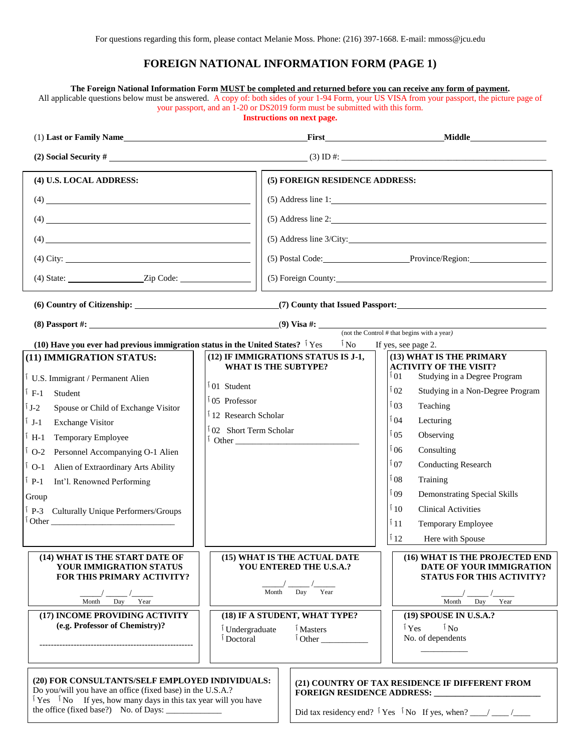For questions regarding this form, please contact Melanie Moss. Phone: (216) 397-1668. E-mail: mmoss@jcu.edu

# FOREIGN NATIONAL INFORMATION FORM (PAGE 1)

**The Foreign National Information Form MUST be completed and returned before you can receive any form of payment.**
All applicable questions below must be answered. A copy of: both sides of your 1-94 Form, your US VISA from your passport, the picture page of your passport, and an 1-20 or DS2019 form must be submitted with this form.
**Instructions on next page.**

(1) **Last or Family Name**\_\_\_\_\_\_\_\_\_\_\_\_\_\_\_\_ **First**\_\_\_\_\_\_\_\_\_\_\_\_ **Middle**\_\_\_\_\_\_\_\_

**(2) Social Security #** \_\_\_\_\_\_\_\_\_\_\_\_\_\_\_\_ (3) ID #: \_\_\_\_\_\_\_\_\_\_\_\_\_\_\_\_

**(4) U.S. LOCAL ADDRESS:**

(4) \_\_\_\_\_\_\_\_\_\_\_\_\_\_\_\_

(4) \_\_\_\_\_\_\_\_\_\_\_\_\_\_\_\_

(4) \_\_\_\_\_\_\_\_\_\_\_\_\_\_\_\_

(4) City: \_\_\_\_\_\_\_\_\_\_\_\_\_\_\_\_

(4) State: \_\_\_\_\_\_\_\_ Zip Code: \_\_\_\_\_\_\_\_

**(5) FOREIGN RESIDENCE ADDRESS:**

(5) Address line 1:\_\_\_\_\_\_\_\_\_\_\_\_\_\_\_\_

(5) Address line 2:\_\_\_\_\_\_\_\_\_\_\_\_\_\_\_\_

(5) Address line 3/City:\_\_\_\_\_\_\_\_\_\_\_\_\_\_\_\_

(5) Postal Code:\_\_\_\_\_\_\_\_ Province/Region:\_\_\_\_\_\_\_\_

(5) Foreign County:\_\_\_\_\_\_\_\_\_\_\_\_\_\_\_\_

**(6) Country of Citizenship:** \_\_\_\_\_\_\_\_\_\_\_\_ **(7) County that Issued Passport:**\_\_\_\_\_\_\_\_\_\_\_\_

**(8) Passport #:** \_\_\_\_\_\_\_\_\_\_\_\_ **(9) Visa #:** \_\_\_\_\_\_\_\_\_\_\_\_ (not the Control # that begins with a year)

**(10) Have you ever had previous immigration status in the United States?** ☐ Yes ☐ No If yes, see page 2.

**(11) IMMIGRATION STATUS:**

- ☐ U.S. Immigrant / Permanent Alien
- ☐ F-1 Student
- ☐ J-2 Spouse or Child of Exchange Visitor
- ☐ J-1 Exchange Visitor
- ☐ H-1 Temporary Employee
- ☐ O-2 Personnel Accompanying O-1 Alien
- ☐ O-1 Alien of Extraordinary Arts Ability
- ☐ P-1 Int'l. Renowned Performing Group
- ☐ P-3 Culturally Unique Performers/Groups
- ☐ Other \_\_\_\_\_\_\_\_\_\_\_\_

**(12) IF IMMIGRATIONS STATUS IS J-1, WHAT IS THE SUBTYPE?**

- ☐ 01 Student
- ☐ 05 Professor
- ☐ 12 Research Scholar
- ☐ 02 Short Term Scholar
- ☐ Other \_\_\_\_\_\_\_\_\_\_\_\_

**(13) WHAT IS THE PRIMARY ACTIVITY OF THE VISIT?**

- ☐ 01 Studying in a Degree Program
- ☐ 02 Studying in a Non-Degree Program
- ☐ 03 Teaching
- ☐ 04 Lecturing
- ☐ 05 Observing
- ☐ 06 Consulting
- ☐ 07 Conducting Research
- ☐ 08 Training
- ☐ 09 Demonstrating Special Skills
- ☐ 10 Clinical Activities
- ☐ 11 Temporary Employee
- ☐ 12 Here with Spouse

**(14) WHAT IS THE START DATE OF YOUR IMMIGRATION STATUS FOR THIS PRIMARY ACTIVITY?**

\_\_\_\_/\_\_\_\_/\_\_\_\_ (Month Day Year)

**(15) WHAT IS THE ACTUAL DATE YOU ENTERED THE U.S.A.?**

\_\_\_\_/\_\_\_\_/\_\_\_\_ (Month Day Year)

**(16) WHAT IS THE PROJECTED END DATE OF YOUR IMMIGRATION STATUS FOR THIS ACTIVITY?**

\_\_\_\_/\_\_\_\_/\_\_\_\_ (Month Day Year)

**(17) INCOME PROVIDING ACTIVITY (e.g. Professor of Chemistry)?**

\-\-\-\-\-\-\-\-\-\-\-\-\-\-\-\-\-\-\-\-\-\-\-\-\-\-\-\-\-\-\-\-\-\-\-\-\-\-\-\-\-\-\-\-\-\-\-\-\-\-\-\-\-\-

**(18) IF A STUDENT, WHAT TYPE?**

- ☐ Undergraduate
- ☐ Masters
- ☐ Doctoral
- ☐ Other \_\_\_\_\_\_\_\_

**(19) SPOUSE IN U.S.A.?**

☐ Yes ☐ No
No. of dependents \_\_\_\_\_\_\_\_

**(20) FOR CONSULTANTS/SELF EMPLOYED INDIVIDUALS:**
Do you/will you have an office (fixed base) in the U.S.A.?
☐ Yes ☐ No If yes, how many days in this tax year will you have the office (fixed base)? No. of Days: \_\_\_\_\_\_\_\_

**(21) COUNTRY OF TAX RESIDENCE IF DIFFERENT FROM FOREIGN RESIDENCE ADDRESS:** \_\_\_\_\_\_\_\_\_\_\_\_

Did tax residency end? ☐ Yes ☐ No If yes, when? \_\_\_\_/\_\_\_\_/\_\_\_\_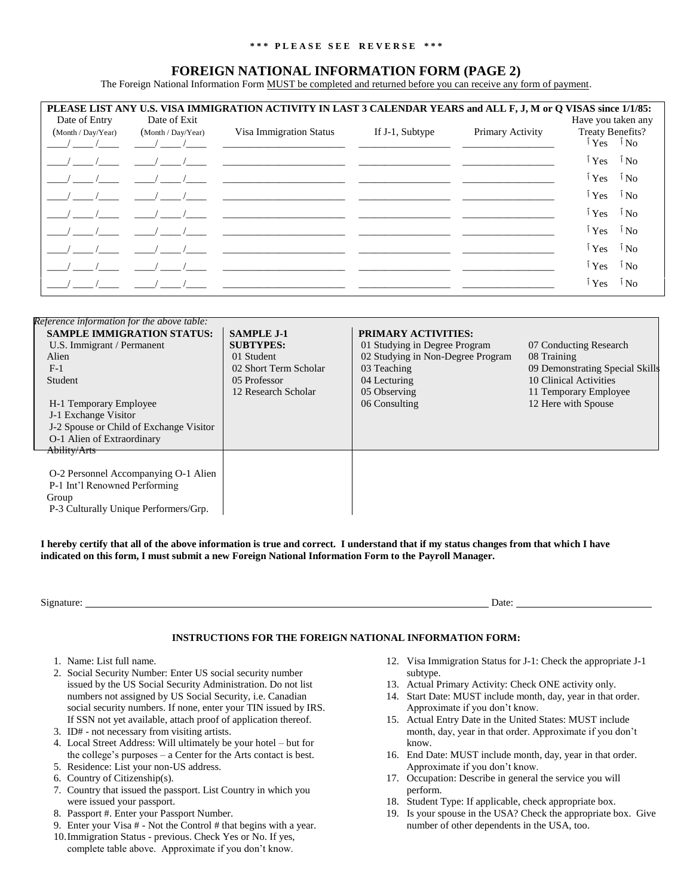\*\*\* PLEASE SEE REVERSE \*\*\*

# FOREIGN NATIONAL INFORMATION FORM (PAGE 2)

The Foreign National Information Form MUST be completed and returned before you can receive any form of payment.

**PLEASE LIST ANY U.S. VISA IMMIGRATION ACTIVITY IN LAST 3 CALENDAR YEARS and ALL F, J, M or Q VISAS since 1/1/85:**

| Date of Entry (Month / Day/Year) | Date of Exit (Month / Day/Year) | Visa Immigration Status | If J-1, Subtype | Primary Activity | Have you taken any Treaty Benefits? |
|---|---|---|---|---|---|
| \_\_\_\_/ \_\_\_\_ /\_\_\_\_ | \_\_\_\_/ \_\_\_\_ /\_\_\_\_ | | | | Yes No |
| \_\_\_\_/ \_\_\_\_ /\_\_\_\_ | \_\_\_\_/ \_\_\_\_ /\_\_\_\_ | | | | Yes No |
| \_\_\_\_/ \_\_\_\_ /\_\_\_\_ | \_\_\_\_/ \_\_\_\_ /\_\_\_\_ | | | | Yes No |
| \_\_\_\_/ \_\_\_\_ /\_\_\_\_ | \_\_\_\_/ \_\_\_\_ /\_\_\_\_ | | | | Yes No |
| \_\_\_\_/ \_\_\_\_ /\_\_\_\_ | \_\_\_\_/ \_\_\_\_ /\_\_\_\_ | | | | Yes No |
| \_\_\_\_/ \_\_\_\_ /\_\_\_\_ | \_\_\_\_/ \_\_\_\_ /\_\_\_\_ | | | | Yes No |
| \_\_\_\_/ \_\_\_\_ /\_\_\_\_ | \_\_\_\_/ \_\_\_\_ /\_\_\_\_ | | | | Yes No |
| \_\_\_\_/ \_\_\_\_ /\_\_\_\_ | \_\_\_\_/ \_\_\_\_ /\_\_\_\_ | | | | Yes No |
| \_\_\_\_/ \_\_\_\_ /\_\_\_\_ | \_\_\_\_/ \_\_\_\_ /\_\_\_\_ | | | | Yes No |

*Reference information for the above table:*

| SAMPLE IMMIGRATION STATUS: | SAMPLE J-1 SUBTYPES: | PRIMARY ACTIVITIES: | |
|---|---|---|---|
| U.S. Immigrant / Permanent Alien | 01 Student | 01 Studying in Degree Program | 07 Conducting Research |
| F-1 Student | 02 Short Term Scholar | 02 Studying in Non-Degree Program | 08 Training |
| H-1 Temporary Employee | 05 Professor | 03 Teaching | 09 Demonstrating Special Skills |
| J-1 Exchange Visitor | 12 Research Scholar | 04 Lecturing | 10 Clinical Activities |
| J-2 Spouse or Child of Exchange Visitor | | 05 Observing | 11 Temporary Employee |
| O-1 Alien of Extraordinary Ability/Arts | | 06 Consulting | 12 Here with Spouse |
| O-2 Personnel Accompanying O-1 Alien | | | |
| P-1 Int'l Renowned Performing Group | | | |
| P-3 Culturally Unique Performers/Grp. | | | |

**I hereby certify that all of the above information is true and correct. I understand that if my status changes from that which I have indicated on this form, I must submit a new Foreign National Information Form to the Payroll Manager.**

Signature: \_\_\_\_\_\_\_\_\_\_\_\_\_\_\_\_\_\_\_\_\_\_\_\_\_\_\_\_\_\_\_\_\_\_\_\_\_\_\_\_ Date: \_\_\_\_\_\_\_\_\_\_\_\_\_\_\_\_\_\_\_\_

## INSTRUCTIONS FOR THE FOREIGN NATIONAL INFORMATION FORM:

1. Name: List full name.
2. Social Security Number: Enter US social security number issued by the US Social Security Administration. Do not list numbers not assigned by US Social Security, i.e. Canadian social security numbers. If none, enter your TIN issued by IRS. If SSN not yet available, attach proof of application thereof.
3. ID# - not necessary from visiting artists.
4. Local Street Address: Will ultimately be your hotel – but for the college's purposes – a Center for the Arts contact is best.
5. Residence: List your non-US address.
6. Country of Citizenship(s).
7. Country that issued the passport. List Country in which you were issued your passport.
8. Passport #. Enter your Passport Number.
9. Enter your Visa # - Not the Control # that begins with a year.
10. Immigration Status - previous. Check Yes or No. If yes, complete table above. Approximate if you don't know.
11. 
12. Visa Immigration Status for J-1: Check the appropriate J-1 subtype.
13. Actual Primary Activity: Check ONE activity only.
14. Start Date: MUST include month, day, year in that order. Approximate if you don't know.
15. Actual Entry Date in the United States: MUST include month, day, year in that order. Approximate if you don't know.
16. End Date: MUST include month, day, year in that order. Approximate if you don't know.
17. Occupation: Describe in general the service you will perform.
18. Student Type: If applicable, check appropriate box.
19. Is your spouse in the USA? Check the appropriate box. Give number of other dependents in the USA, too.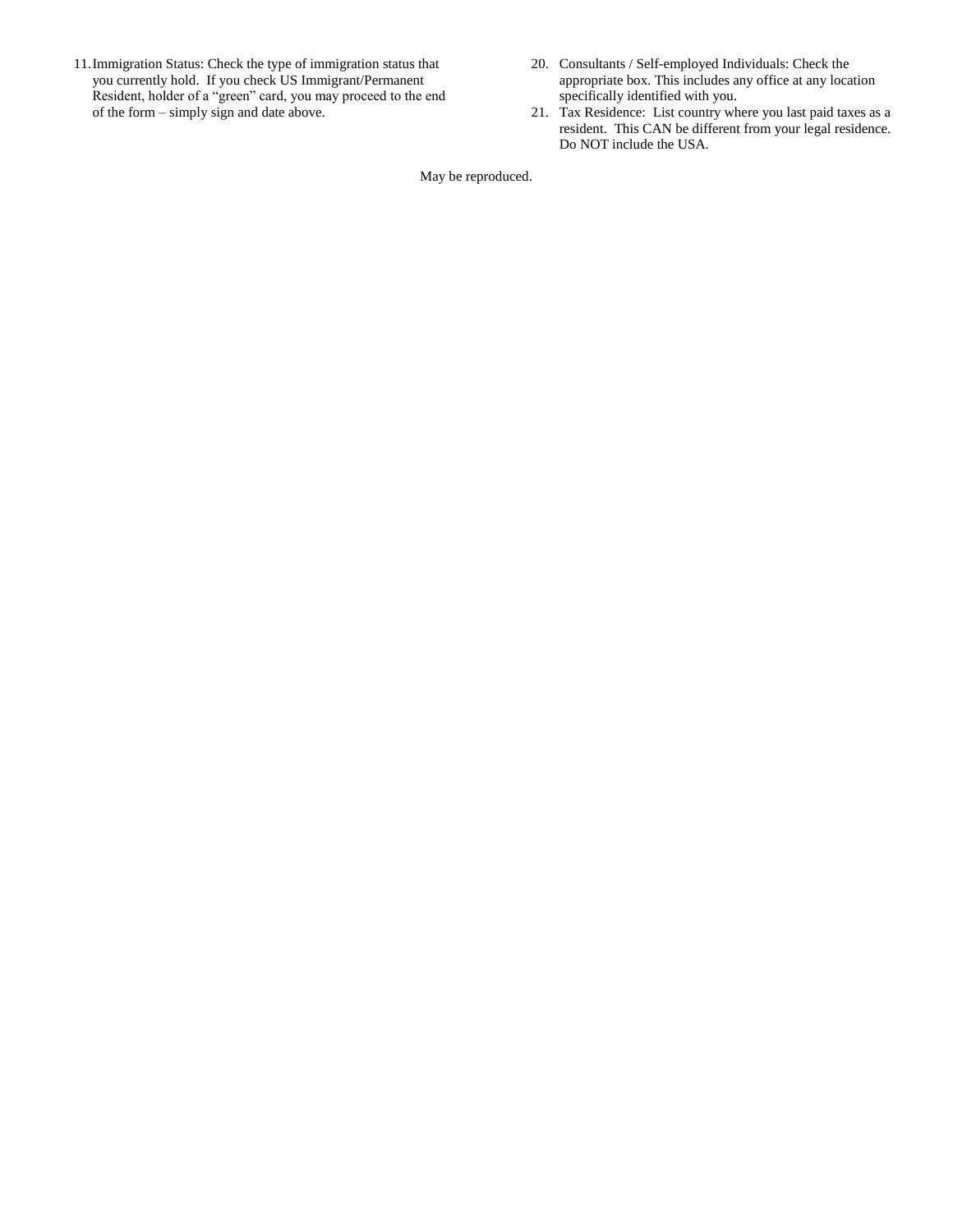11. Immigration Status: Check the type of immigration status that you currently hold. If you check US Immigrant/Permanent Resident, holder of a "green" card, you may proceed to the end of the form – simply sign and date above.

20. Consultants / Self-employed Individuals: Check the appropriate box. This includes any office at any location specifically identified with you.
21. Tax Residence: List country where you last paid taxes as a resident. This CAN be different from your legal residence. Do NOT include the USA.

May be reproduced.